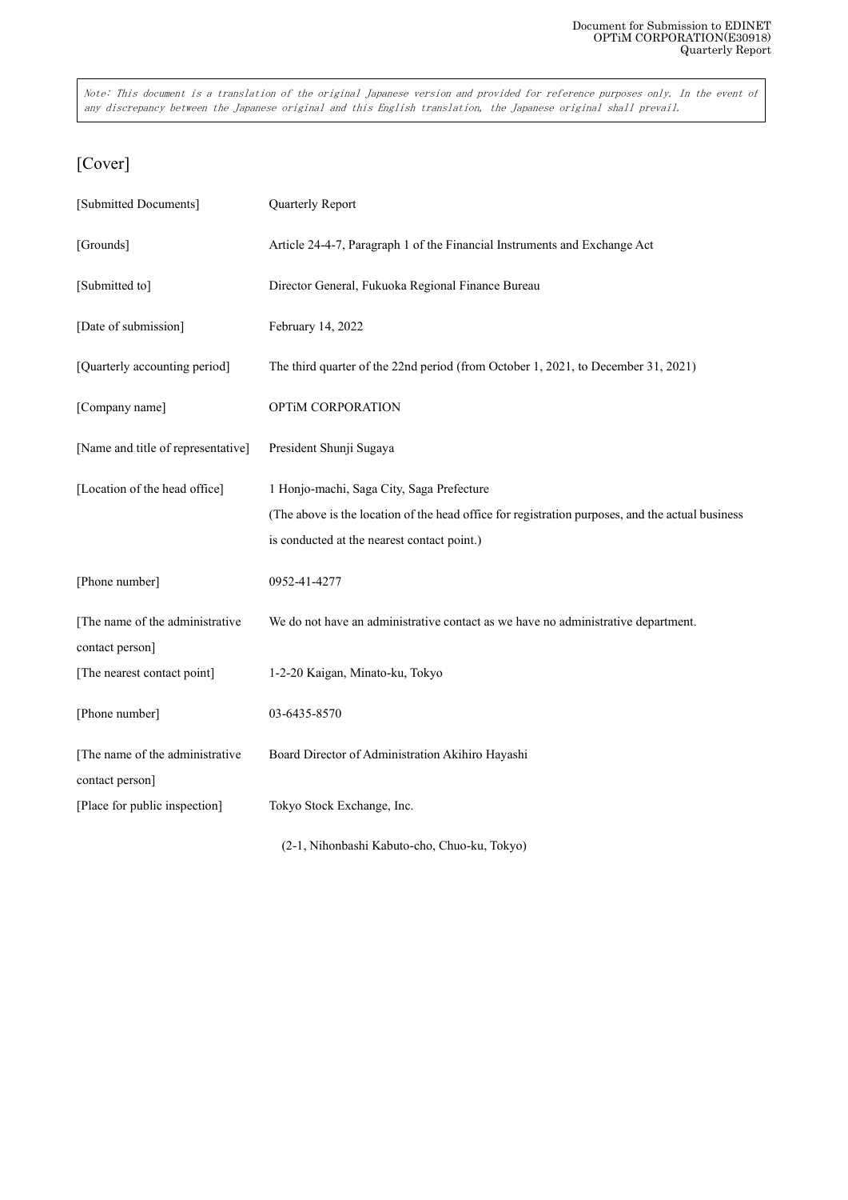> Note: This document is a translation of the original Japanese version and provided for reference purposes only. In the event of any discrepancy between the Japanese original and this English translation, the Japanese original shall prevail.

# [Cover]

| | |
|---|---|
| [Submitted Documents] | Quarterly Report |
| [Grounds] | Article 24-4-7, Paragraph 1 of the Financial Instruments and Exchange Act |
| [Submitted to] | Director General, Fukuoka Regional Finance Bureau |
| [Date of submission] | February 14, 2022 |
| [Quarterly accounting period] | The third quarter of the 22nd period (from October 1, 2021, to December 31, 2021) |
| [Company name] | OPTiM CORPORATION |
| [Name and title of representative] | President Shunji Sugaya |
| [Location of the head office] | 1 Honjo-machi, Saga City, Saga Prefecture<br>(The above is the location of the head office for registration purposes, and the actual business is conducted at the nearest contact point.) |
| [Phone number] | 0952-41-4277 |
| [The name of the administrative contact person] | We do not have an administrative contact as we have no administrative department. |
| [The nearest contact point] | 1-2-20 Kaigan, Minato-ku, Tokyo |
| [Phone number] | 03-6435-8570 |
| [The name of the administrative contact person] | Board Director of Administration Akihiro Hayashi |
| [Place for public inspection] | Tokyo Stock Exchange, Inc.<br>(2-1, Nihonbashi Kabuto-cho, Chuo-ku, Tokyo) |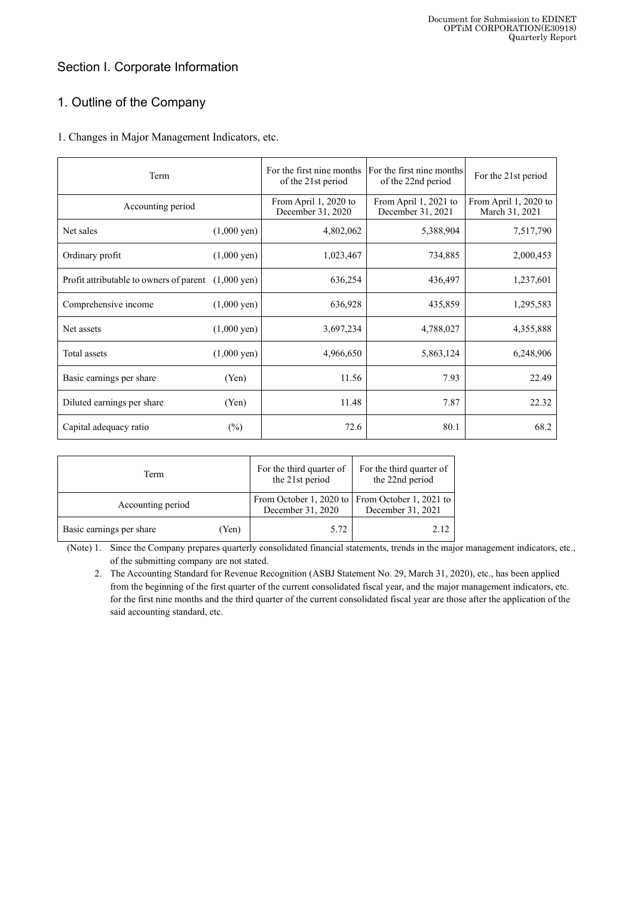# Section I. Corporate Information

## 1. Outline of the Company

### 1. Changes in Major Management Indicators, etc.

| Term | | For the first nine months of the 21st period | For the first nine months of the 22nd period | For the 21st period |
|---|---|---|---|---|
| Accounting period | | From April 1, 2020 to December 31, 2020 | From April 1, 2021 to December 31, 2021 | From April 1, 2020 to March 31, 2021 |
| Net sales | (1,000 yen) | 4,802,062 | 5,388,904 | 7,517,790 |
| Ordinary profit | (1,000 yen) | 1,023,467 | 734,885 | 2,000,453 |
| Profit attributable to owners of parent | (1,000 yen) | 636,254 | 436,497 | 1,237,601 |
| Comprehensive income | (1,000 yen) | 636,928 | 435,859 | 1,295,583 |
| Net assets | (1,000 yen) | 3,697,234 | 4,788,027 | 4,355,888 |
| Total assets | (1,000 yen) | 4,966,650 | 5,863,124 | 6,248,906 |
| Basic earnings per share | (Yen) | 11.56 | 7.93 | 22.49 |
| Diluted earnings per share | (Yen) | 11.48 | 7.87 | 22.32 |
| Capital adequacy ratio | (%) | 72.6 | 80.1 | 68.2 |

| Term | | For the third quarter of the 21st period | For the third quarter of the 22nd period |
|---|---|---|---|
| Accounting period | | From October 1, 2020 to December 31, 2020 | From October 1, 2021 to December 31, 2021 |
| Basic earnings per share | (Yen) | 5.72 | 2.12 |

(Note) 1. Since the Company prepares quarterly consolidated financial statements, trends in the major management indicators, etc., of the submitting company are not stated.

2. The Accounting Standard for Revenue Recognition (ASBJ Statement No. 29, March 31, 2020), etc., has been applied from the beginning of the first quarter of the current consolidated fiscal year, and the major management indicators, etc. for the first nine months and the third quarter of the current consolidated fiscal year are those after the application of the said accounting standard, etc.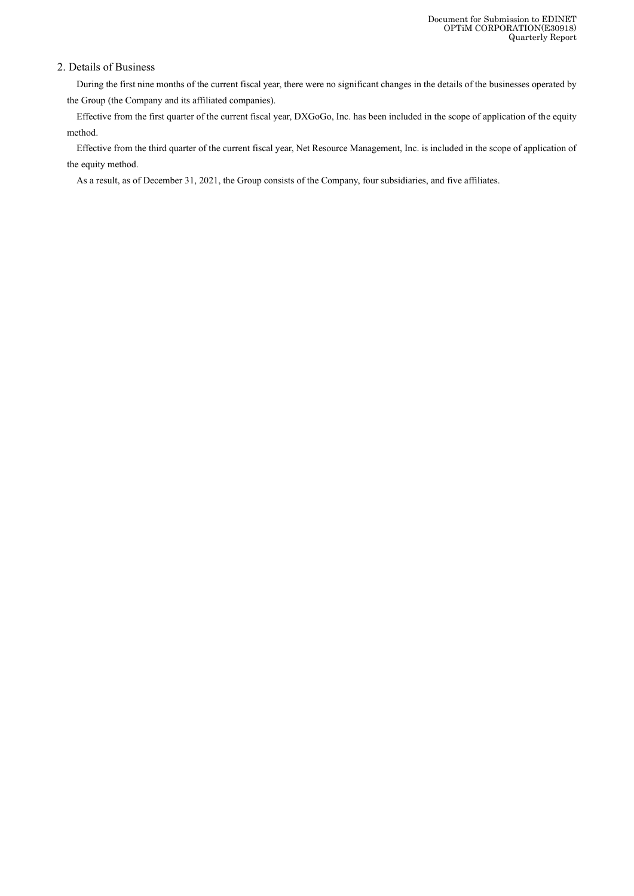## 2. Details of Business

During the first nine months of the current fiscal year, there were no significant changes in the details of the businesses operated by the Group (the Company and its affiliated companies).

Effective from the first quarter of the current fiscal year, DXGoGo, Inc. has been included in the scope of application of the equity method.

Effective from the third quarter of the current fiscal year, Net Resource Management, Inc. is included in the scope of application of the equity method.

As a result, as of December 31, 2021, the Group consists of the Company, four subsidiaries, and five affiliates.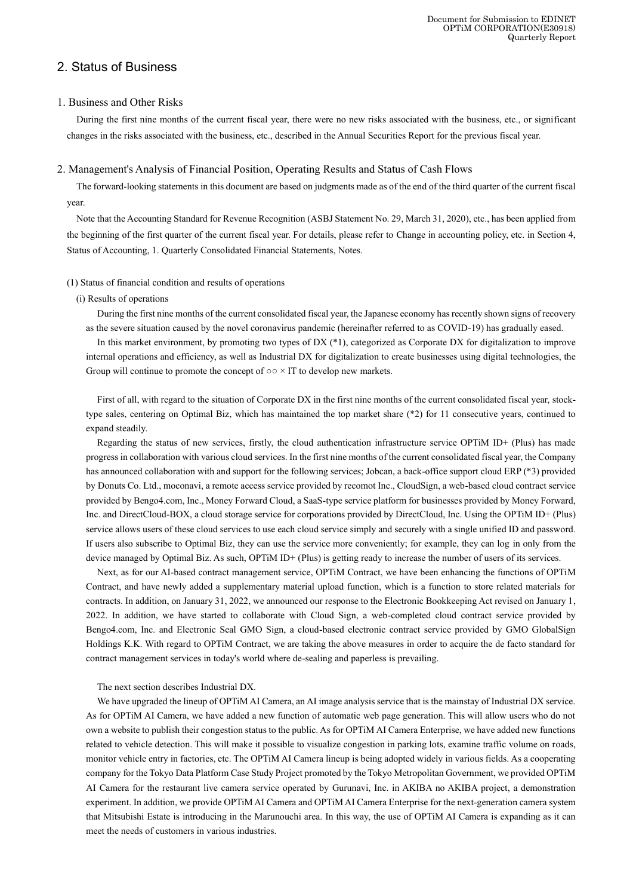## 2. Status of Business

### 1. Business and Other Risks

During the first nine months of the current fiscal year, there were no new risks associated with the business, etc., or significant changes in the risks associated with the business, etc., described in the Annual Securities Report for the previous fiscal year.

### 2. Management's Analysis of Financial Position, Operating Results and Status of Cash Flows

The forward-looking statements in this document are based on judgments made as of the end of the third quarter of the current fiscal year.

Note that the Accounting Standard for Revenue Recognition (ASBJ Statement No. 29, March 31, 2020), etc., has been applied from the beginning of the first quarter of the current fiscal year. For details, please refer to Change in accounting policy, etc. in Section 4, Status of Accounting, 1. Quarterly Consolidated Financial Statements, Notes.

(1) Status of financial condition and results of operations

(i) Results of operations

During the first nine months of the current consolidated fiscal year, the Japanese economy has recently shown signs of recovery as the severe situation caused by the novel coronavirus pandemic (hereinafter referred to as COVID-19) has gradually eased.

In this market environment, by promoting two types of DX (*1), categorized as Corporate DX for digitalization to improve internal operations and efficiency, as well as Industrial DX for digitalization to create businesses using digital technologies, the Group will continue to promote the concept of ○○ × IT to develop new markets.

First of all, with regard to the situation of Corporate DX in the first nine months of the current consolidated fiscal year, stock-type sales, centering on Optimal Biz, which has maintained the top market share (*2) for 11 consecutive years, continued to expand steadily.

Regarding the status of new services, firstly, the cloud authentication infrastructure service OPTiM ID+ (Plus) has made progress in collaboration with various cloud services. In the first nine months of the current consolidated fiscal year, the Company has announced collaboration with and support for the following services; Jobcan, a back-office support cloud ERP (*3) provided by Donuts Co. Ltd., moconavi, a remote access service provided by recomot Inc., CloudSign, a web-based cloud contract service provided by Bengo4.com, Inc., Money Forward Cloud, a SaaS-type service platform for businesses provided by Money Forward, Inc. and DirectCloud-BOX, a cloud storage service for corporations provided by DirectCloud, Inc. Using the OPTiM ID+ (Plus) service allows users of these cloud services to use each cloud service simply and securely with a single unified ID and password. If users also subscribe to Optimal Biz, they can use the service more conveniently; for example, they can log in only from the device managed by Optimal Biz. As such, OPTiM ID+ (Plus) is getting ready to increase the number of users of its services.

Next, as for our AI-based contract management service, OPTiM Contract, we have been enhancing the functions of OPTiM Contract, and have newly added a supplementary material upload function, which is a function to store related materials for contracts. In addition, on January 31, 2022, we announced our response to the Electronic Bookkeeping Act revised on January 1, 2022. In addition, we have started to collaborate with Cloud Sign, a web-completed cloud contract service provided by Bengo4.com, Inc. and Electronic Seal GMO Sign, a cloud-based electronic contract service provided by GMO GlobalSign Holdings K.K. With regard to OPTiM Contract, we are taking the above measures in order to acquire the de facto standard for contract management services in today's world where de-sealing and paperless is prevailing.

The next section describes Industrial DX.

We have upgraded the lineup of OPTiM AI Camera, an AI image analysis service that is the mainstay of Industrial DX service. As for OPTiM AI Camera, we have added a new function of automatic web page generation. This will allow users who do not own a website to publish their congestion status to the public. As for OPTiM AI Camera Enterprise, we have added new functions related to vehicle detection. This will make it possible to visualize congestion in parking lots, examine traffic volume on roads, monitor vehicle entry in factories, etc. The OPTiM AI Camera lineup is being adopted widely in various fields. As a cooperating company for the Tokyo Data Platform Case Study Project promoted by the Tokyo Metropolitan Government, we provided OPTiM AI Camera for the restaurant live camera service operated by Gurunavi, Inc. in AKIBA no AKIBA project, a demonstration experiment. In addition, we provide OPTiM AI Camera and OPTiM AI Camera Enterprise for the next-generation camera system that Mitsubishi Estate is introducing in the Marunouchi area. In this way, the use of OPTiM AI Camera is expanding as it can meet the needs of customers in various industries.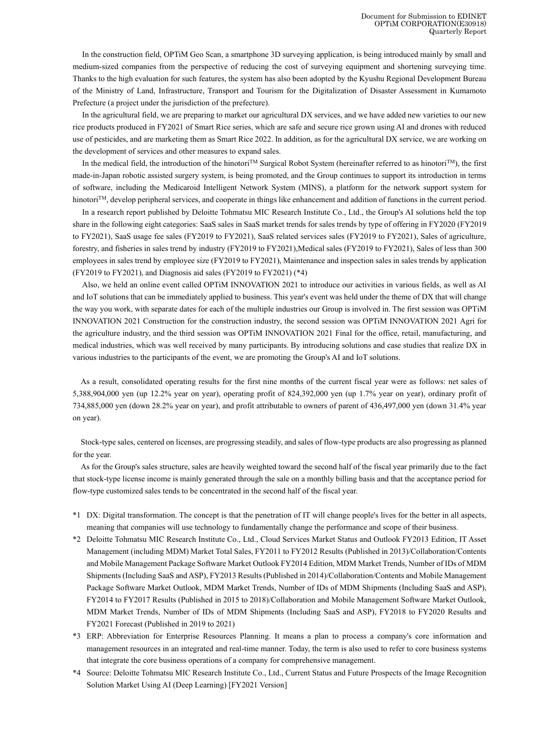In the construction field, OPTiM Geo Scan, a smartphone 3D surveying application, is being introduced mainly by small and medium-sized companies from the perspective of reducing the cost of surveying equipment and shortening surveying time. Thanks to the high evaluation for such features, the system has also been adopted by the Kyushu Regional Development Bureau of the Ministry of Land, Infrastructure, Transport and Tourism for the Digitalization of Disaster Assessment in Kumamoto Prefecture (a project under the jurisdiction of the prefecture).

In the agricultural field, we are preparing to market our agricultural DX services, and we have added new varieties to our new rice products produced in FY2021 of Smart Rice series, which are safe and secure rice grown using AI and drones with reduced use of pesticides, and are marketing them as Smart Rice 2022. In addition, as for the agricultural DX service, we are working on the development of services and other measures to expand sales.

In the medical field, the introduction of the hinotori™ Surgical Robot System (hereinafter referred to as hinotori™), the first made-in-Japan robotic assisted surgery system, is being promoted, and the Group continues to support its introduction in terms of software, including the Medicaroid Intelligent Network System (MINS), a platform for the network support system for hinotori™, develop peripheral services, and cooperate in things like enhancement and addition of functions in the current period.

In a research report published by Deloitte Tohmatsu MIC Research Institute Co., Ltd., the Group's AI solutions held the top share in the following eight categories: SaaS sales in SaaS market trends for sales trends by type of offering in FY2020 (FY2019 to FY2021), SaaS usage fee sales (FY2019 to FY2021), SaaS related services sales (FY2019 to FY2021), Sales of agriculture, forestry, and fisheries in sales trend by industry (FY2019 to FY2021),Medical sales (FY2019 to FY2021), Sales of less than 300 employees in sales trend by employee size (FY2019 to FY2021), Maintenance and inspection sales in sales trends by application (FY2019 to FY2021), and Diagnosis aid sales (FY2019 to FY2021) (*4)

Also, we held an online event called OPTiM INNOVATION 2021 to introduce our activities in various fields, as well as AI and IoT solutions that can be immediately applied to business. This year's event was held under the theme of DX that will change the way you work, with separate dates for each of the multiple industries our Group is involved in. The first session was OPTiM INNOVATION 2021 Construction for the construction industry, the second session was OPTiM INNOVATION 2021 Agri for the agriculture industry, and the third session was OPTiM INNOVATION 2021 Final for the office, retail, manufacturing, and medical industries, which was well received by many participants. By introducing solutions and case studies that realize DX in various industries to the participants of the event, we are promoting the Group's AI and IoT solutions.

As a result, consolidated operating results for the first nine months of the current fiscal year were as follows: net sales of 5,388,904,000 yen (up 12.2% year on year), operating profit of 824,392,000 yen (up 1.7% year on year), ordinary profit of 734,885,000 yen (down 28.2% year on year), and profit attributable to owners of parent of 436,497,000 yen (down 31.4% year on year).

Stock-type sales, centered on licenses, are progressing steadily, and sales of flow-type products are also progressing as planned for the year.

As for the Group's sales structure, sales are heavily weighted toward the second half of the fiscal year primarily due to the fact that stock-type license income is mainly generated through the sale on a monthly billing basis and that the acceptance period for flow-type customized sales tends to be concentrated in the second half of the fiscal year.

*1 DX: Digital transformation. The concept is that the penetration of IT will change people's lives for the better in all aspects, meaning that companies will use technology to fundamentally change the performance and scope of their business.

*2 Deloitte Tohmatsu MIC Research Institute Co., Ltd., Cloud Services Market Status and Outlook FY2013 Edition, IT Asset Management (including MDM) Market Total Sales, FY2011 to FY2012 Results (Published in 2013)/Collaboration/Contents and Mobile Management Package Software Market Outlook FY2014 Edition, MDM Market Trends, Number of IDs of MDM Shipments (Including SaaS and ASP), FY2013 Results (Published in 2014)/Collaboration/Contents and Mobile Management Package Software Market Outlook, MDM Market Trends, Number of IDs of MDM Shipments (Including SaaS and ASP), FY2014 to FY2017 Results (Published in 2015 to 2018)/Collaboration and Mobile Management Software Market Outlook, MDM Market Trends, Number of IDs of MDM Shipments (Including SaaS and ASP), FY2018 to FY2020 Results and FY2021 Forecast (Published in 2019 to 2021)

*3 ERP: Abbreviation for Enterprise Resources Planning. It means a plan to process a company's core information and management resources in an integrated and real-time manner. Today, the term is also used to refer to core business systems that integrate the core business operations of a company for comprehensive management.

*4 Source: Deloitte Tohmatsu MIC Research Institute Co., Ltd., Current Status and Future Prospects of the Image Recognition Solution Market Using AI (Deep Learning) [FY2021 Version]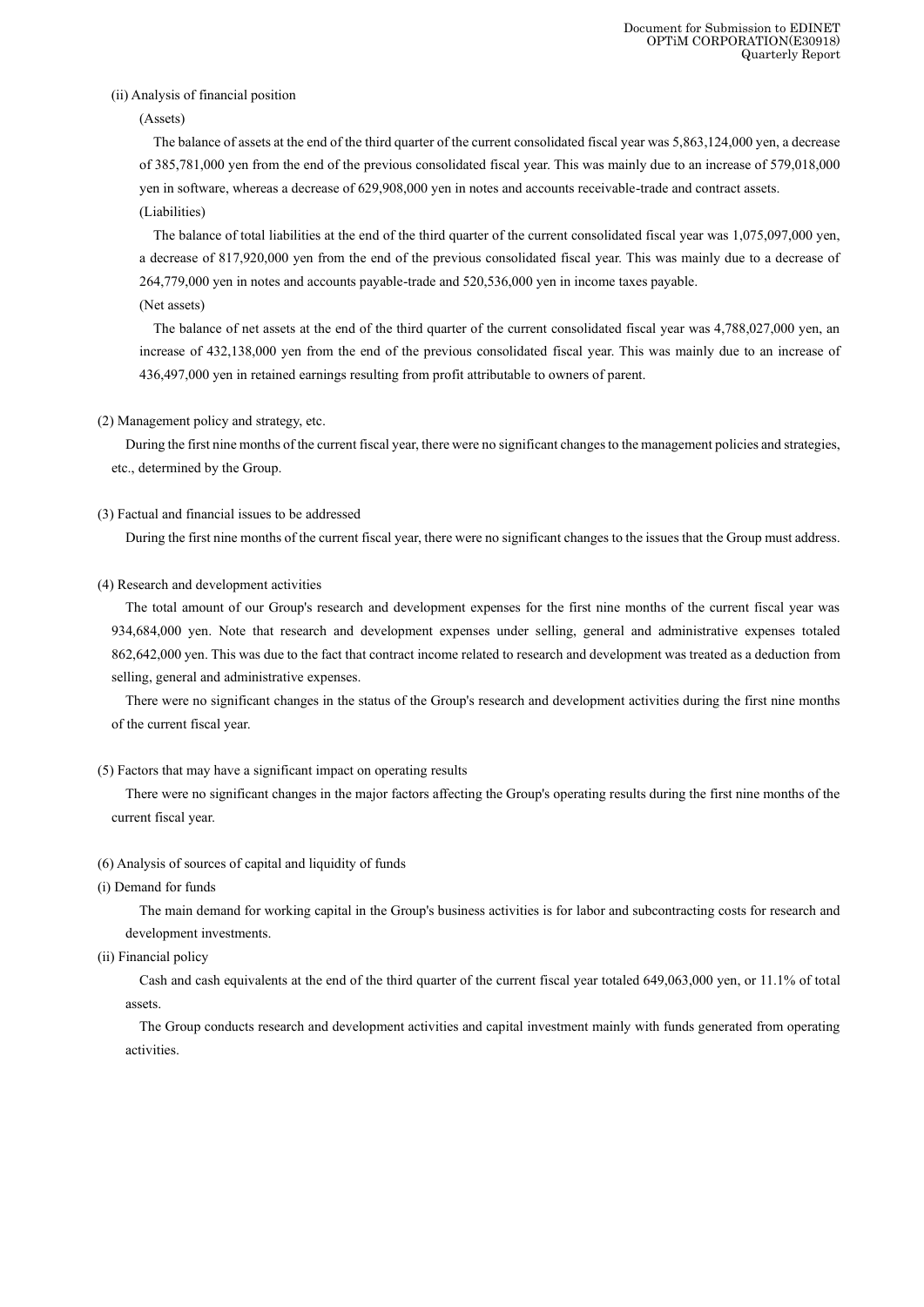(ii) Analysis of financial position

(Assets)

The balance of assets at the end of the third quarter of the current consolidated fiscal year was 5,863,124,000 yen, a decrease of 385,781,000 yen from the end of the previous consolidated fiscal year. This was mainly due to an increase of 579,018,000 yen in software, whereas a decrease of 629,908,000 yen in notes and accounts receivable-trade and contract assets.

(Liabilities)

The balance of total liabilities at the end of the third quarter of the current consolidated fiscal year was 1,075,097,000 yen, a decrease of 817,920,000 yen from the end of the previous consolidated fiscal year. This was mainly due to a decrease of 264,779,000 yen in notes and accounts payable-trade and 520,536,000 yen in income taxes payable.

(Net assets)

The balance of net assets at the end of the third quarter of the current consolidated fiscal year was 4,788,027,000 yen, an increase of 432,138,000 yen from the end of the previous consolidated fiscal year. This was mainly due to an increase of 436,497,000 yen in retained earnings resulting from profit attributable to owners of parent.

(2) Management policy and strategy, etc.

During the first nine months of the current fiscal year, there were no significant changes to the management policies and strategies, etc., determined by the Group.

(3) Factual and financial issues to be addressed

During the first nine months of the current fiscal year, there were no significant changes to the issues that the Group must address.

(4) Research and development activities

The total amount of our Group's research and development expenses for the first nine months of the current fiscal year was 934,684,000 yen. Note that research and development expenses under selling, general and administrative expenses totaled 862,642,000 yen. This was due to the fact that contract income related to research and development was treated as a deduction from selling, general and administrative expenses.

There were no significant changes in the status of the Group's research and development activities during the first nine months of the current fiscal year.

(5) Factors that may have a significant impact on operating results

There were no significant changes in the major factors affecting the Group's operating results during the first nine months of the current fiscal year.

(6) Analysis of sources of capital and liquidity of funds

(i) Demand for funds

The main demand for working capital in the Group's business activities is for labor and subcontracting costs for research and development investments.

(ii) Financial policy

Cash and cash equivalents at the end of the third quarter of the current fiscal year totaled 649,063,000 yen, or 11.1% of total assets.

The Group conducts research and development activities and capital investment mainly with funds generated from operating activities.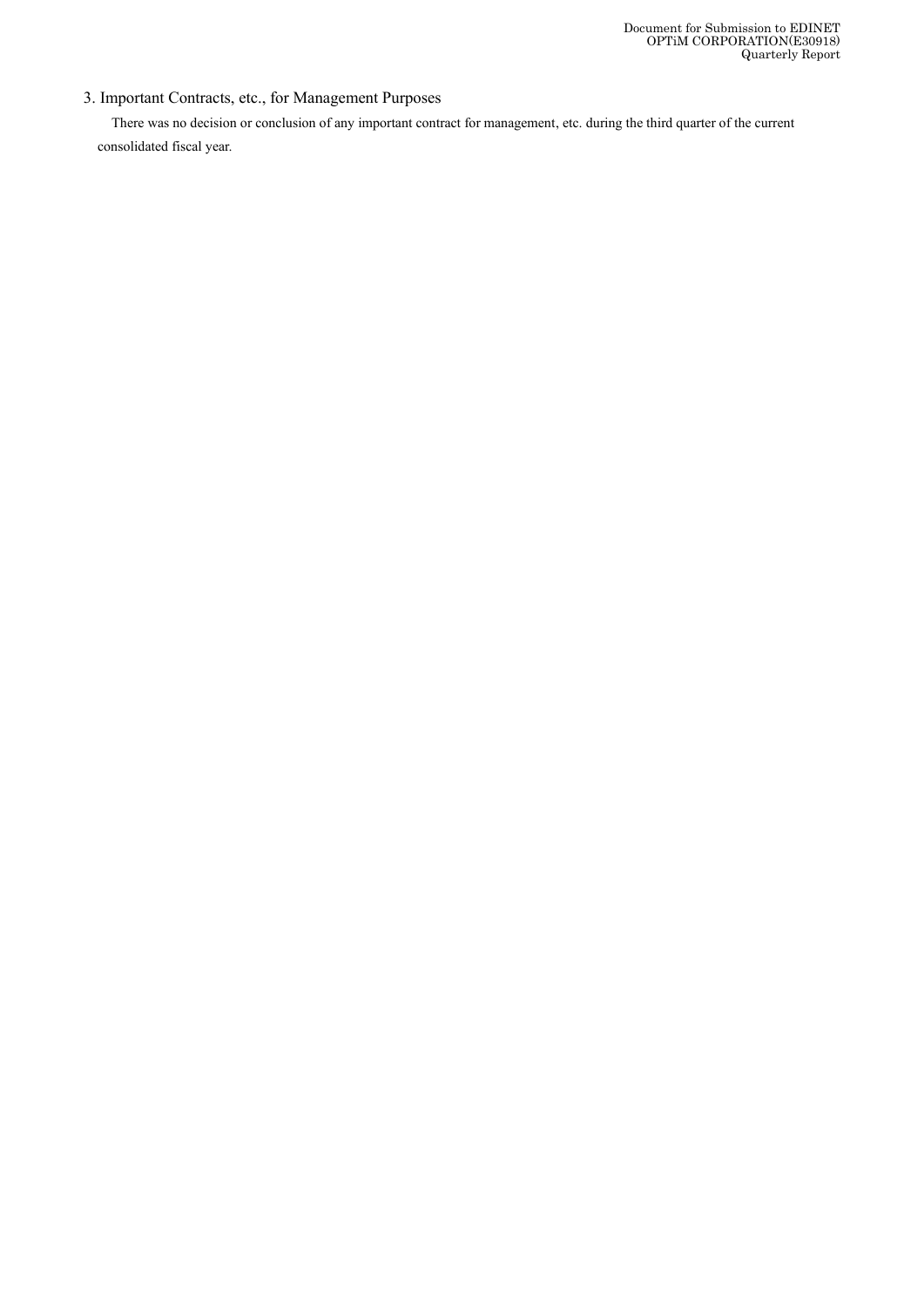## 3. Important Contracts, etc., for Management Purposes

There was no decision or conclusion of any important contract for management, etc. during the third quarter of the current consolidated fiscal year.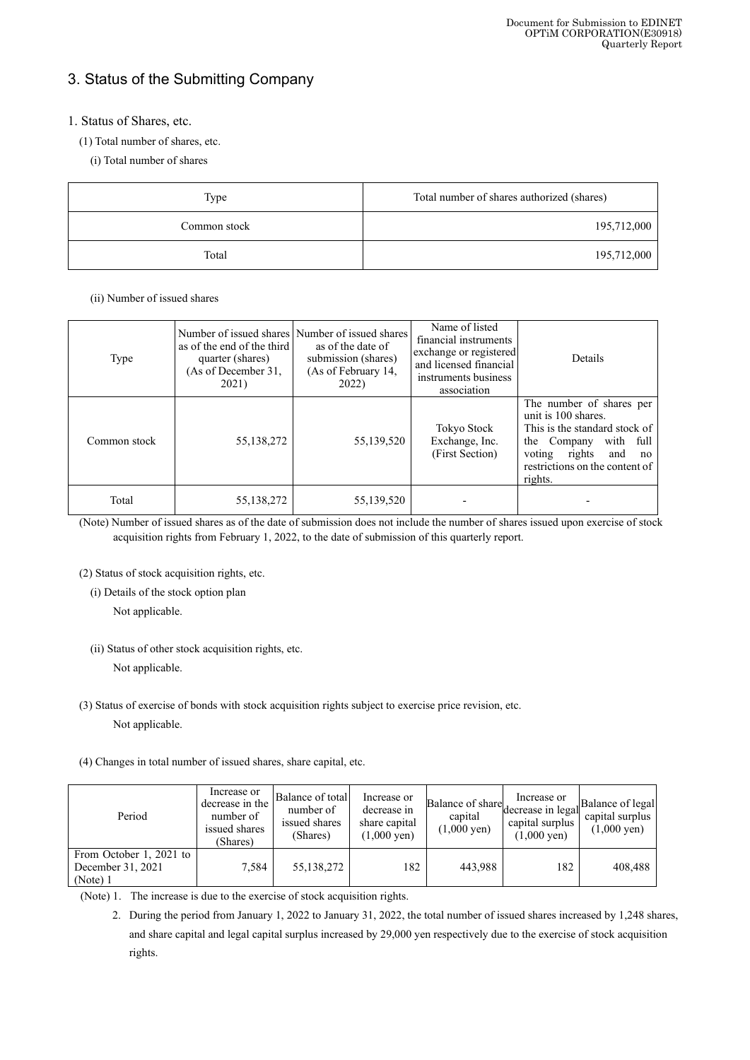# 3. Status of the Submitting Company

## 1. Status of Shares, etc.

(1) Total number of shares, etc.

(i) Total number of shares

| Type | Total number of shares authorized (shares) |
|---|---|
| Common stock | 195,712,000 |
| Total | 195,712,000 |

(ii) Number of issued shares

| Type | Number of issued shares as of the end of the third quarter (shares) (As of December 31, 2021) | Number of issued shares as of the date of submission (shares) (As of February 14, 2022) | Name of listed financial instruments exchange or registered and licensed financial instruments business association | Details |
|---|---|---|---|---|
| Common stock | 55,138,272 | 55,139,520 | Tokyo Stock Exchange, Inc. (First Section) | The number of shares per unit is 100 shares. This is the standard stock of the Company with full voting rights and no restrictions on the content of rights. |
| Total | 55,138,272 | 55,139,520 | - | - |

(Note) Number of issued shares as of the date of submission does not include the number of shares issued upon exercise of stock acquisition rights from February 1, 2022, to the date of submission of this quarterly report.

(2) Status of stock acquisition rights, etc.

(i) Details of the stock option plan

Not applicable.

(ii) Status of other stock acquisition rights, etc.

Not applicable.

(3) Status of exercise of bonds with stock acquisition rights subject to exercise price revision, etc.

Not applicable.

(4) Changes in total number of issued shares, share capital, etc.

| Period | Increase or decrease in the number of issued shares (Shares) | Balance of total number of issued shares (Shares) | Increase or decrease in share capital (1,000 yen) | Balance of share capital (1,000 yen) | Increase or decrease in legal capital surplus (1,000 yen) | Balance of legal capital surplus (1,000 yen) |
|---|---|---|---|---|---|---|
| From October 1, 2021 to December 31, 2021 (Note) 1 | 7,584 | 55,138,272 | 182 | 443,988 | 182 | 408,488 |

(Note) 1. The increase is due to the exercise of stock acquisition rights.

2. During the period from January 1, 2022 to January 31, 2022, the total number of issued shares increased by 1,248 shares, and share capital and legal capital surplus increased by 29,000 yen respectively due to the exercise of stock acquisition rights.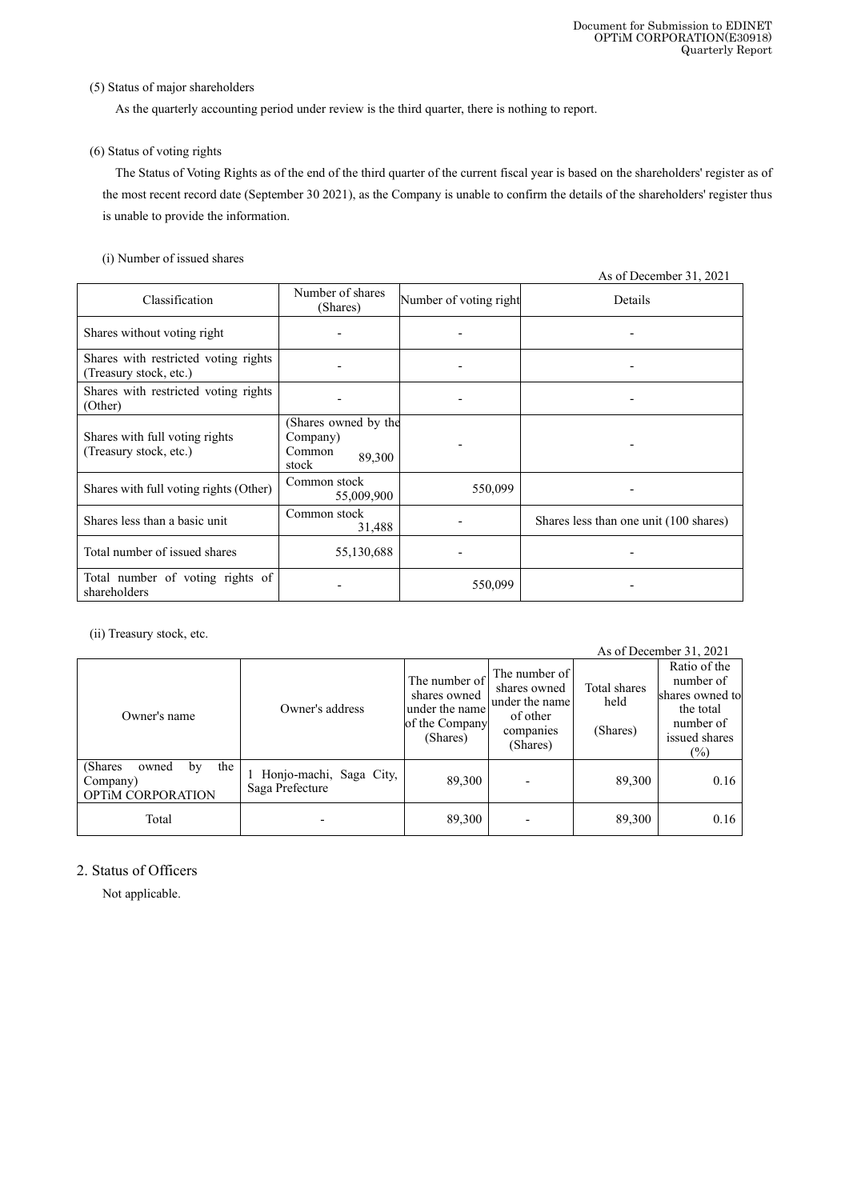(5) Status of major shareholders

As the quarterly accounting period under review is the third quarter, there is nothing to report.

(6) Status of voting rights

The Status of Voting Rights as of the end of the third quarter of the current fiscal year is based on the shareholders' register as of the most recent record date (September 30 2021), as the Company is unable to confirm the details of the shareholders' register thus is unable to provide the information.

(i) Number of issued shares

As of December 31, 2021

| Classification | Number of shares (Shares) | Number of voting right | Details |
|---|---|---|---|
| Shares without voting right | - | - | - |
| Shares with restricted voting rights (Treasury stock, etc.) | - | - | - |
| Shares with restricted voting rights (Other) | - | - | - |
| Shares with full voting rights (Treasury stock, etc.) | (Shares owned by the Company) Common stock 89,300 | - | - |
| Shares with full voting rights (Other) | Common stock 55,009,900 | 550,099 | - |
| Shares less than a basic unit | Common stock 31,488 | - | Shares less than one unit (100 shares) |
| Total number of issued shares | 55,130,688 | - | - |
| Total number of voting rights of shareholders | - | 550,099 | - |

(ii) Treasury stock, etc.

As of December 31, 2021

| Owner's name | Owner's address | The number of shares owned under the name of the Company (Shares) | The number of shares owned under the name of other companies (Shares) | Total shares held (Shares) | Ratio of the number of shares owned to the total number of issued shares (%) |
|---|---|---|---|---|---|
| (Shares owned by the Company) OPTiM CORPORATION | 1 Honjo-machi, Saga City, Saga Prefecture | 89,300 | - | 89,300 | 0.16 |
| Total | - | 89,300 | - | 89,300 | 0.16 |

## 2. Status of Officers

Not applicable.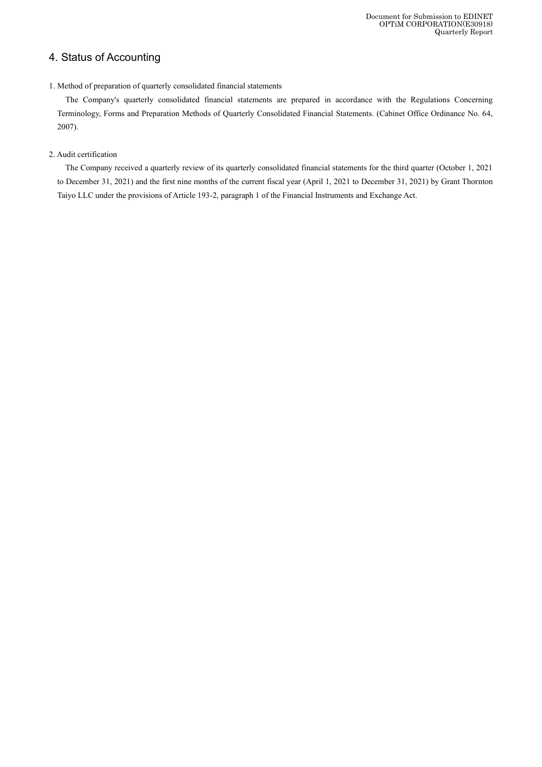## 4. Status of Accounting

1. Method of preparation of quarterly consolidated financial statements

The Company's quarterly consolidated financial statements are prepared in accordance with the Regulations Concerning Terminology, Forms and Preparation Methods of Quarterly Consolidated Financial Statements. (Cabinet Office Ordinance No. 64, 2007).

2. Audit certification

The Company received a quarterly review of its quarterly consolidated financial statements for the third quarter (October 1, 2021 to December 31, 2021) and the first nine months of the current fiscal year (April 1, 2021 to December 31, 2021) by Grant Thornton Taiyo LLC under the provisions of Article 193-2, paragraph 1 of the Financial Instruments and Exchange Act.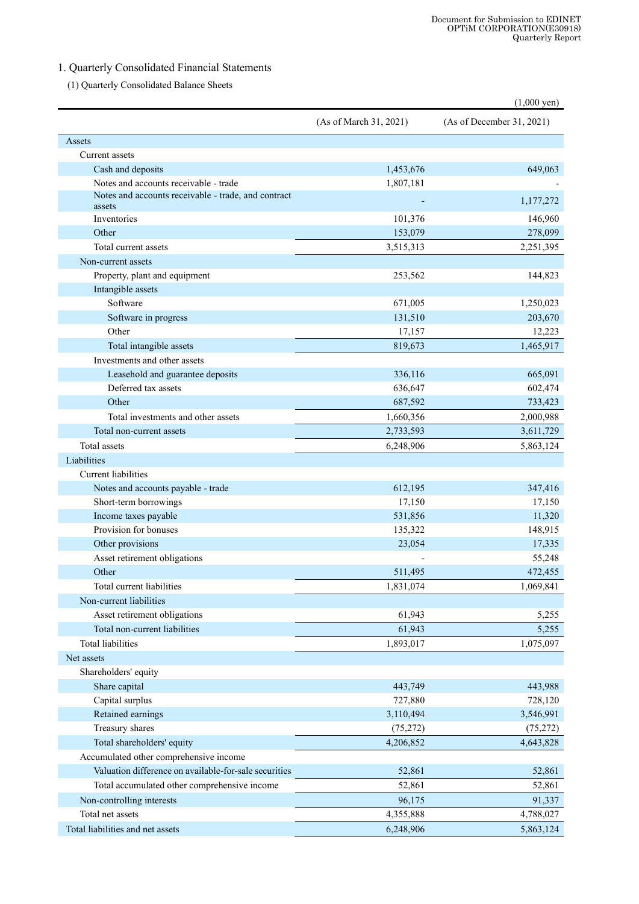## 1. Quarterly Consolidated Financial Statements

### (1) Quarterly Consolidated Balance Sheets

(1,000 yen)

| | (As of March 31, 2021) | (As of December 31, 2021) |
|---|---|---|
| Assets | | |
| Current assets | | |
| Cash and deposits | 1,453,676 | 649,063 |
| Notes and accounts receivable - trade | 1,807,181 | - |
| Notes and accounts receivable - trade, and contract assets | - | 1,177,272 |
| Inventories | 101,376 | 146,960 |
| Other | 153,079 | 278,099 |
| Total current assets | 3,515,313 | 2,251,395 |
| Non-current assets | | |
| Property, plant and equipment | 253,562 | 144,823 |
| Intangible assets | | |
| Software | 671,005 | 1,250,023 |
| Software in progress | 131,510 | 203,670 |
| Other | 17,157 | 12,223 |
| Total intangible assets | 819,673 | 1,465,917 |
| Investments and other assets | | |
| Leasehold and guarantee deposits | 336,116 | 665,091 |
| Deferred tax assets | 636,647 | 602,474 |
| Other | 687,592 | 733,423 |
| Total investments and other assets | 1,660,356 | 2,000,988 |
| Total non-current assets | 2,733,593 | 3,611,729 |
| Total assets | 6,248,906 | 5,863,124 |
| Liabilities | | |
| Current liabilities | | |
| Notes and accounts payable - trade | 612,195 | 347,416 |
| Short-term borrowings | 17,150 | 17,150 |
| Income taxes payable | 531,856 | 11,320 |
| Provision for bonuses | 135,322 | 148,915 |
| Other provisions | 23,054 | 17,335 |
| Asset retirement obligations | - | 55,248 |
| Other | 511,495 | 472,455 |
| Total current liabilities | 1,831,074 | 1,069,841 |
| Non-current liabilities | | |
| Asset retirement obligations | 61,943 | 5,255 |
| Total non-current liabilities | 61,943 | 5,255 |
| Total liabilities | 1,893,017 | 1,075,097 |
| Net assets | | |
| Shareholders' equity | | |
| Share capital | 443,749 | 443,988 |
| Capital surplus | 727,880 | 728,120 |
| Retained earnings | 3,110,494 | 3,546,991 |
| Treasury shares | (75,272) | (75,272) |
| Total shareholders' equity | 4,206,852 | 4,643,828 |
| Accumulated other comprehensive income | | |
| Valuation difference on available-for-sale securities | 52,861 | 52,861 |
| Total accumulated other comprehensive income | 52,861 | 52,861 |
| Non-controlling interests | 96,175 | 91,337 |
| Total net assets | 4,355,888 | 4,788,027 |
| Total liabilities and net assets | 6,248,906 | 5,863,124 |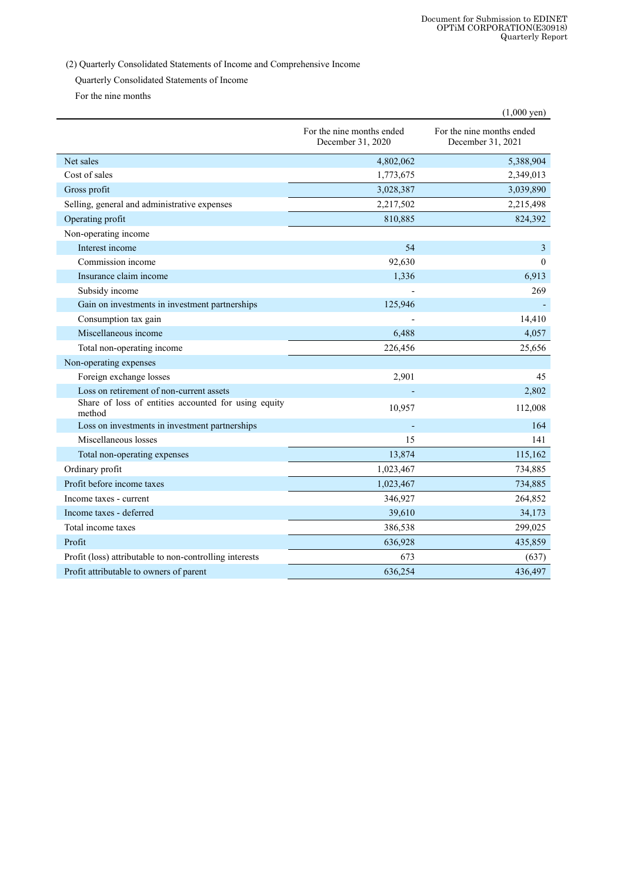(2) Quarterly Consolidated Statements of Income and Comprehensive Income

Quarterly Consolidated Statements of Income

For the nine months

(1,000 yen)

| | For the nine months ended December 31, 2020 | For the nine months ended December 31, 2021 |
|---|---|---|
| Net sales | 4,802,062 | 5,388,904 |
| Cost of sales | 1,773,675 | 2,349,013 |
| Gross profit | 3,028,387 | 3,039,890 |
| Selling, general and administrative expenses | 2,217,502 | 2,215,498 |
| Operating profit | 810,885 | 824,392 |
| Non-operating income | | |
| Interest income | 54 | 3 |
| Commission income | 92,630 | 0 |
| Insurance claim income | 1,336 | 6,913 |
| Subsidy income | - | 269 |
| Gain on investments in investment partnerships | 125,946 | - |
| Consumption tax gain | - | 14,410 |
| Miscellaneous income | 6,488 | 4,057 |
| Total non-operating income | 226,456 | 25,656 |
| Non-operating expenses | | |
| Foreign exchange losses | 2,901 | 45 |
| Loss on retirement of non-current assets | - | 2,802 |
| Share of loss of entities accounted for using equity method | 10,957 | 112,008 |
| Loss on investments in investment partnerships | - | 164 |
| Miscellaneous losses | 15 | 141 |
| Total non-operating expenses | 13,874 | 115,162 |
| Ordinary profit | 1,023,467 | 734,885 |
| Profit before income taxes | 1,023,467 | 734,885 |
| Income taxes - current | 346,927 | 264,852 |
| Income taxes - deferred | 39,610 | 34,173 |
| Total income taxes | 386,538 | 299,025 |
| Profit | 636,928 | 435,859 |
| Profit (loss) attributable to non-controlling interests | 673 | (637) |
| Profit attributable to owners of parent | 636,254 | 436,497 |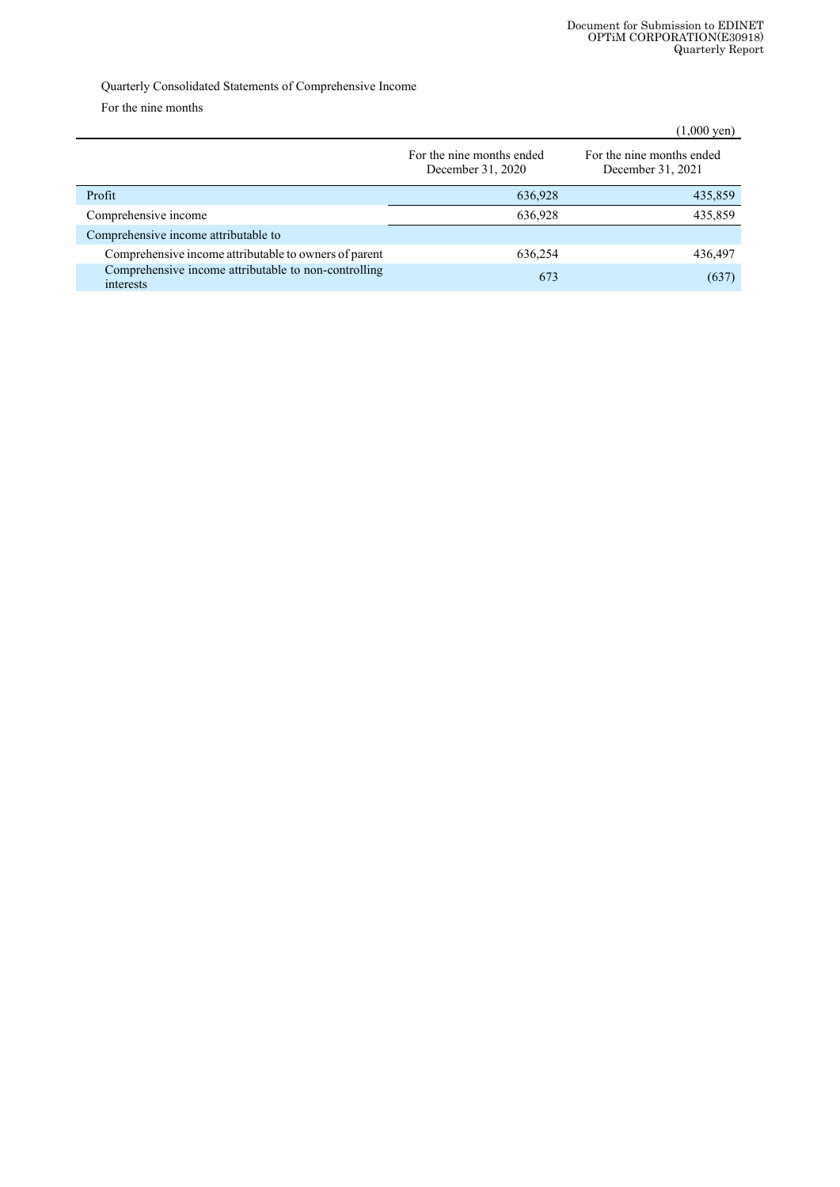Quarterly Consolidated Statements of Comprehensive Income

For the nine months

(1,000 yen)

| | For the nine months ended December 31, 2020 | For the nine months ended December 31, 2021 |
|---|---|---|
| Profit | 636,928 | 435,859 |
| Comprehensive income | 636,928 | 435,859 |
| Comprehensive income attributable to | | |
| Comprehensive income attributable to owners of parent | 636,254 | 436,497 |
| Comprehensive income attributable to non-controlling interests | 673 | (637) |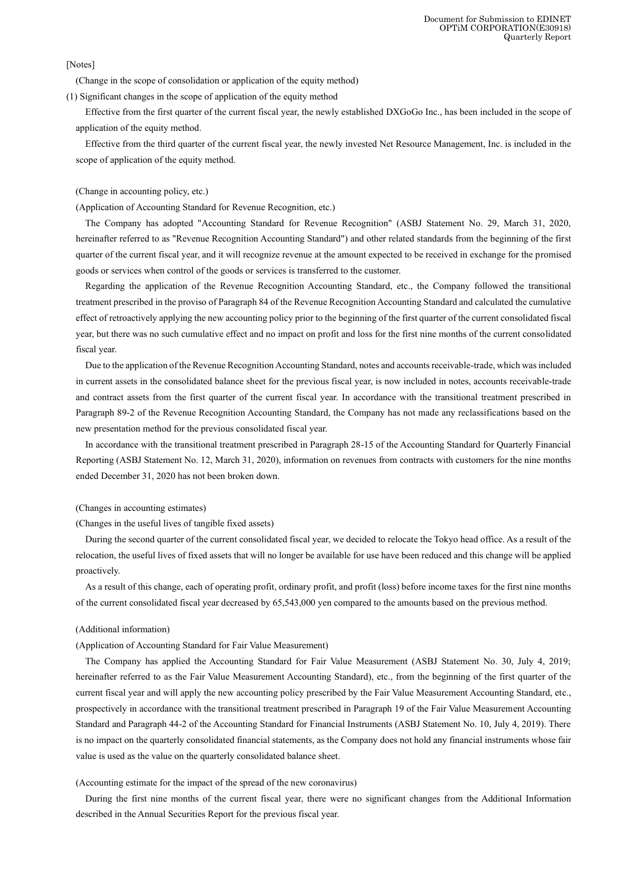[Notes]

(Change in the scope of consolidation or application of the equity method)

(1) Significant changes in the scope of application of the equity method

Effective from the first quarter of the current fiscal year, the newly established DXGoGo Inc., has been included in the scope of application of the equity method.

Effective from the third quarter of the current fiscal year, the newly invested Net Resource Management, Inc. is included in the scope of application of the equity method.

(Change in accounting policy, etc.)

(Application of Accounting Standard for Revenue Recognition, etc.)

The Company has adopted "Accounting Standard for Revenue Recognition" (ASBJ Statement No. 29, March 31, 2020, hereinafter referred to as "Revenue Recognition Accounting Standard") and other related standards from the beginning of the first quarter of the current fiscal year, and it will recognize revenue at the amount expected to be received in exchange for the promised goods or services when control of the goods or services is transferred to the customer.

Regarding the application of the Revenue Recognition Accounting Standard, etc., the Company followed the transitional treatment prescribed in the proviso of Paragraph 84 of the Revenue Recognition Accounting Standard and calculated the cumulative effect of retroactively applying the new accounting policy prior to the beginning of the first quarter of the current consolidated fiscal year, but there was no such cumulative effect and no impact on profit and loss for the first nine months of the current consolidated fiscal year.

Due to the application of the Revenue Recognition Accounting Standard, notes and accounts receivable-trade, which was included in current assets in the consolidated balance sheet for the previous fiscal year, is now included in notes, accounts receivable-trade and contract assets from the first quarter of the current fiscal year. In accordance with the transitional treatment prescribed in Paragraph 89-2 of the Revenue Recognition Accounting Standard, the Company has not made any reclassifications based on the new presentation method for the previous consolidated fiscal year.

In accordance with the transitional treatment prescribed in Paragraph 28-15 of the Accounting Standard for Quarterly Financial Reporting (ASBJ Statement No. 12, March 31, 2020), information on revenues from contracts with customers for the nine months ended December 31, 2020 has not been broken down.

(Changes in accounting estimates)

(Changes in the useful lives of tangible fixed assets)

During the second quarter of the current consolidated fiscal year, we decided to relocate the Tokyo head office. As a result of the relocation, the useful lives of fixed assets that will no longer be available for use have been reduced and this change will be applied proactively.

As a result of this change, each of operating profit, ordinary profit, and profit (loss) before income taxes for the first nine months of the current consolidated fiscal year decreased by 65,543,000 yen compared to the amounts based on the previous method.

(Additional information)

(Application of Accounting Standard for Fair Value Measurement)

The Company has applied the Accounting Standard for Fair Value Measurement (ASBJ Statement No. 30, July 4, 2019; hereinafter referred to as the Fair Value Measurement Accounting Standard), etc., from the beginning of the first quarter of the current fiscal year and will apply the new accounting policy prescribed by the Fair Value Measurement Accounting Standard, etc., prospectively in accordance with the transitional treatment prescribed in Paragraph 19 of the Fair Value Measurement Accounting Standard and Paragraph 44-2 of the Accounting Standard for Financial Instruments (ASBJ Statement No. 10, July 4, 2019). There is no impact on the quarterly consolidated financial statements, as the Company does not hold any financial instruments whose fair value is used as the value on the quarterly consolidated balance sheet.

(Accounting estimate for the impact of the spread of the new coronavirus)

During the first nine months of the current fiscal year, there were no significant changes from the Additional Information described in the Annual Securities Report for the previous fiscal year.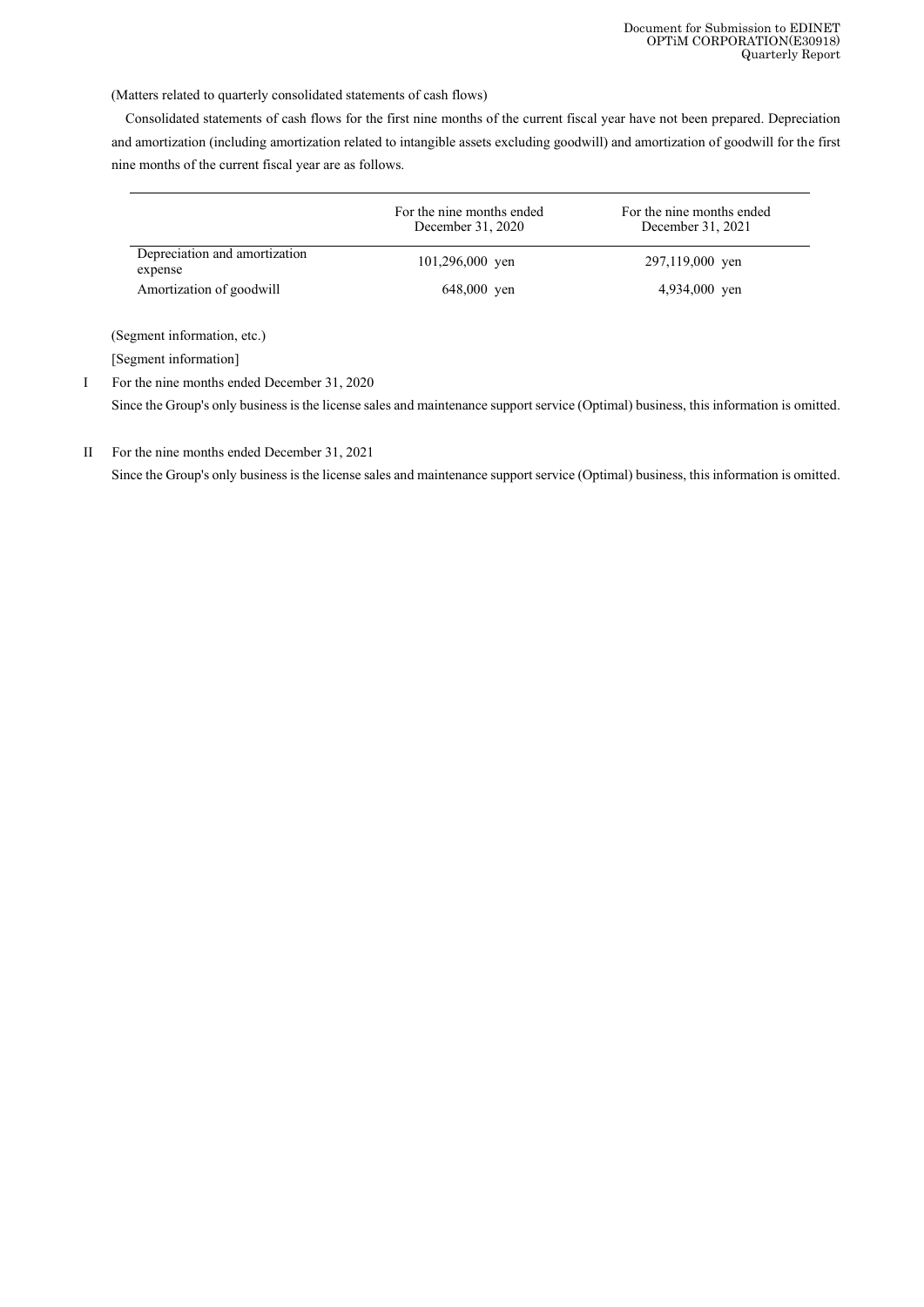(Matters related to quarterly consolidated statements of cash flows)

Consolidated statements of cash flows for the first nine months of the current fiscal year have not been prepared. Depreciation and amortization (including amortization related to intangible assets excluding goodwill) and amortization of goodwill for the first nine months of the current fiscal year are as follows.

| | For the nine months ended December 31, 2020 | For the nine months ended December 31, 2021 |
|---|---|---|
| Depreciation and amortization expense | 101,296,000 yen | 297,119,000 yen |
| Amortization of goodwill | 648,000 yen | 4,934,000 yen |

(Segment information, etc.)

[Segment information]

I For the nine months ended December 31, 2020

Since the Group's only business is the license sales and maintenance support service (Optimal) business, this information is omitted.

II For the nine months ended December 31, 2021

Since the Group's only business is the license sales and maintenance support service (Optimal) business, this information is omitted.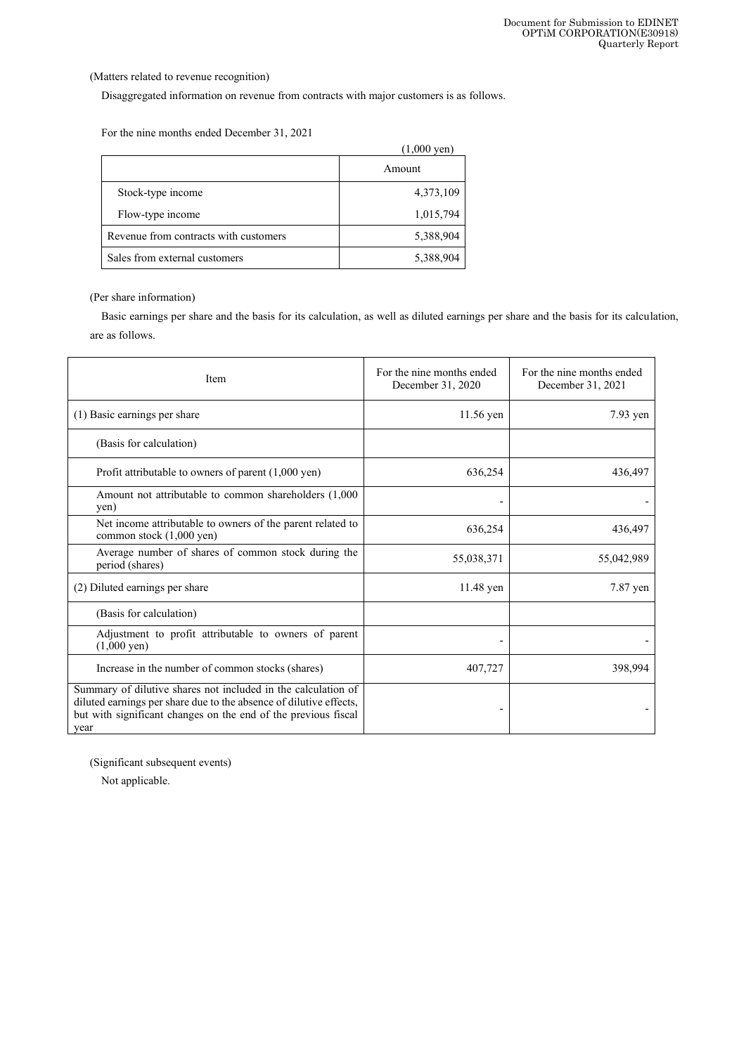(Matters related to revenue recognition)

Disaggregated information on revenue from contracts with major customers is as follows.

For the nine months ended December 31, 2021

(1,000 yen)

| | Amount |
|---|---|
| Stock-type income | 4,373,109 |
| Flow-type income | 1,015,794 |
| Revenue from contracts with customers | 5,388,904 |
| Sales from external customers | 5,388,904 |

(Per share information)

Basic earnings per share and the basis for its calculation, as well as diluted earnings per share and the basis for its calculation, are as follows.

| Item | For the nine months ended December 31, 2020 | For the nine months ended December 31, 2021 |
|---|---|---|
| (1) Basic earnings per share | 11.56 yen | 7.93 yen |
| (Basis for calculation) | | |
| Profit attributable to owners of parent (1,000 yen) | 636,254 | 436,497 |
| Amount not attributable to common shareholders (1,000 yen) | - | - |
| Net income attributable to owners of the parent related to common stock (1,000 yen) | 636,254 | 436,497 |
| Average number of shares of common stock during the period (shares) | 55,038,371 | 55,042,989 |
| (2) Diluted earnings per share | 11.48 yen | 7.87 yen |
| (Basis for calculation) | | |
| Adjustment to profit attributable to owners of parent (1,000 yen) | - | - |
| Increase in the number of common stocks (shares) | 407,727 | 398,994 |
| Summary of dilutive shares not included in the calculation of diluted earnings per share due to the absence of dilutive effects, but with significant changes on the end of the previous fiscal year | - | - |

(Significant subsequent events)

Not applicable.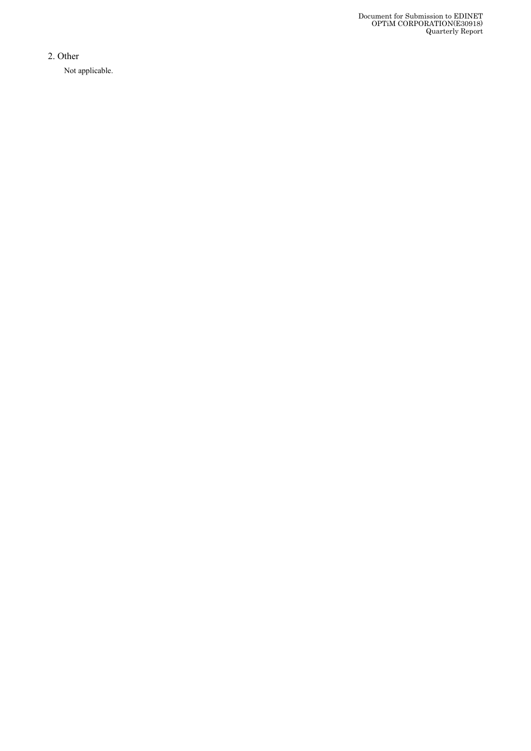## 2. Other

Not applicable.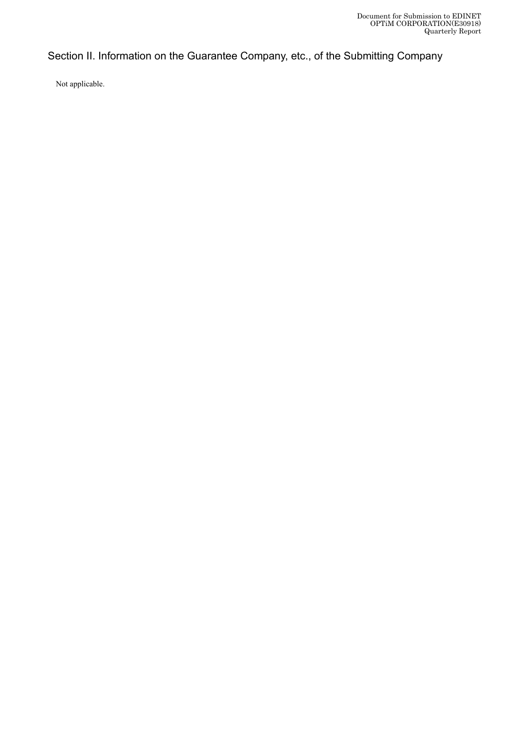## Section II. Information on the Guarantee Company, etc., of the Submitting Company

Not applicable.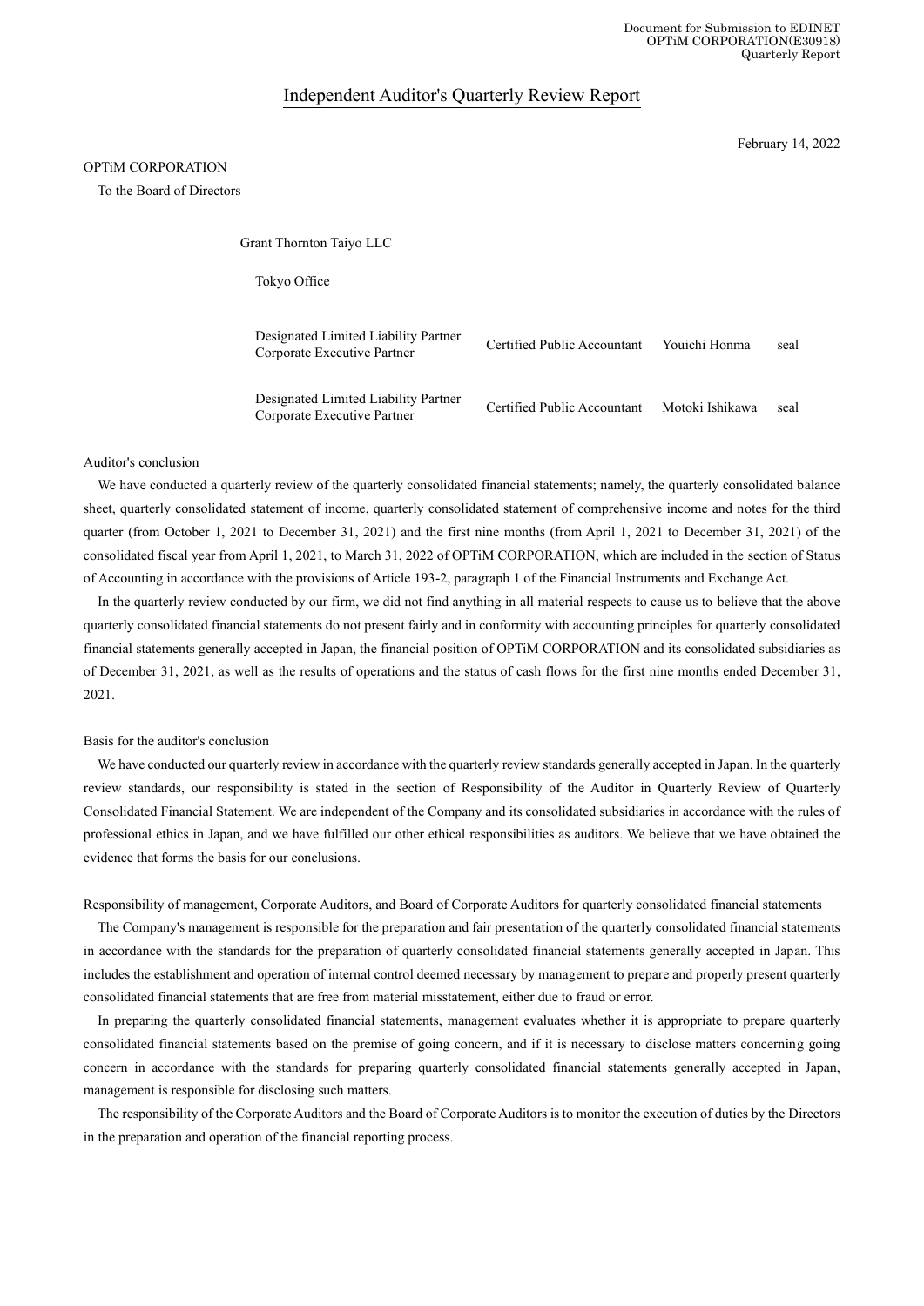# Independent Auditor's Quarterly Review Report

February 14, 2022

OPTiM CORPORATION

To the Board of Directors

Grant Thornton Taiyo LLC

Tokyo Office

| | | | |
|---|---|---|---|
| Designated Limited Liability Partner Corporate Executive Partner | Certified Public Accountant | Youichi Honma | seal |
| Designated Limited Liability Partner Corporate Executive Partner | Certified Public Accountant | Motoki Ishikawa | seal |

Auditor's conclusion

We have conducted a quarterly review of the quarterly consolidated financial statements; namely, the quarterly consolidated balance sheet, quarterly consolidated statement of income, quarterly consolidated statement of comprehensive income and notes for the third quarter (from October 1, 2021 to December 31, 2021) and the first nine months (from April 1, 2021 to December 31, 2021) of the consolidated fiscal year from April 1, 2021, to March 31, 2022 of OPTiM CORPORATION, which are included in the section of Status of Accounting in accordance with the provisions of Article 193-2, paragraph 1 of the Financial Instruments and Exchange Act.

In the quarterly review conducted by our firm, we did not find anything in all material respects to cause us to believe that the above quarterly consolidated financial statements do not present fairly and in conformity with accounting principles for quarterly consolidated financial statements generally accepted in Japan, the financial position of OPTiM CORPORATION and its consolidated subsidiaries as of December 31, 2021, as well as the results of operations and the status of cash flows for the first nine months ended December 31, 2021.

Basis for the auditor's conclusion

We have conducted our quarterly review in accordance with the quarterly review standards generally accepted in Japan. In the quarterly review standards, our responsibility is stated in the section of Responsibility of the Auditor in Quarterly Review of Quarterly Consolidated Financial Statement. We are independent of the Company and its consolidated subsidiaries in accordance with the rules of professional ethics in Japan, and we have fulfilled our other ethical responsibilities as auditors. We believe that we have obtained the evidence that forms the basis for our conclusions.

Responsibility of management, Corporate Auditors, and Board of Corporate Auditors for quarterly consolidated financial statements

The Company's management is responsible for the preparation and fair presentation of the quarterly consolidated financial statements in accordance with the standards for the preparation of quarterly consolidated financial statements generally accepted in Japan. This includes the establishment and operation of internal control deemed necessary by management to prepare and properly present quarterly consolidated financial statements that are free from material misstatement, either due to fraud or error.

In preparing the quarterly consolidated financial statements, management evaluates whether it is appropriate to prepare quarterly consolidated financial statements based on the premise of going concern, and if it is necessary to disclose matters concerning going concern in accordance with the standards for preparing quarterly consolidated financial statements generally accepted in Japan, management is responsible for disclosing such matters.

The responsibility of the Corporate Auditors and the Board of Corporate Auditors is to monitor the execution of duties by the Directors in the preparation and operation of the financial reporting process.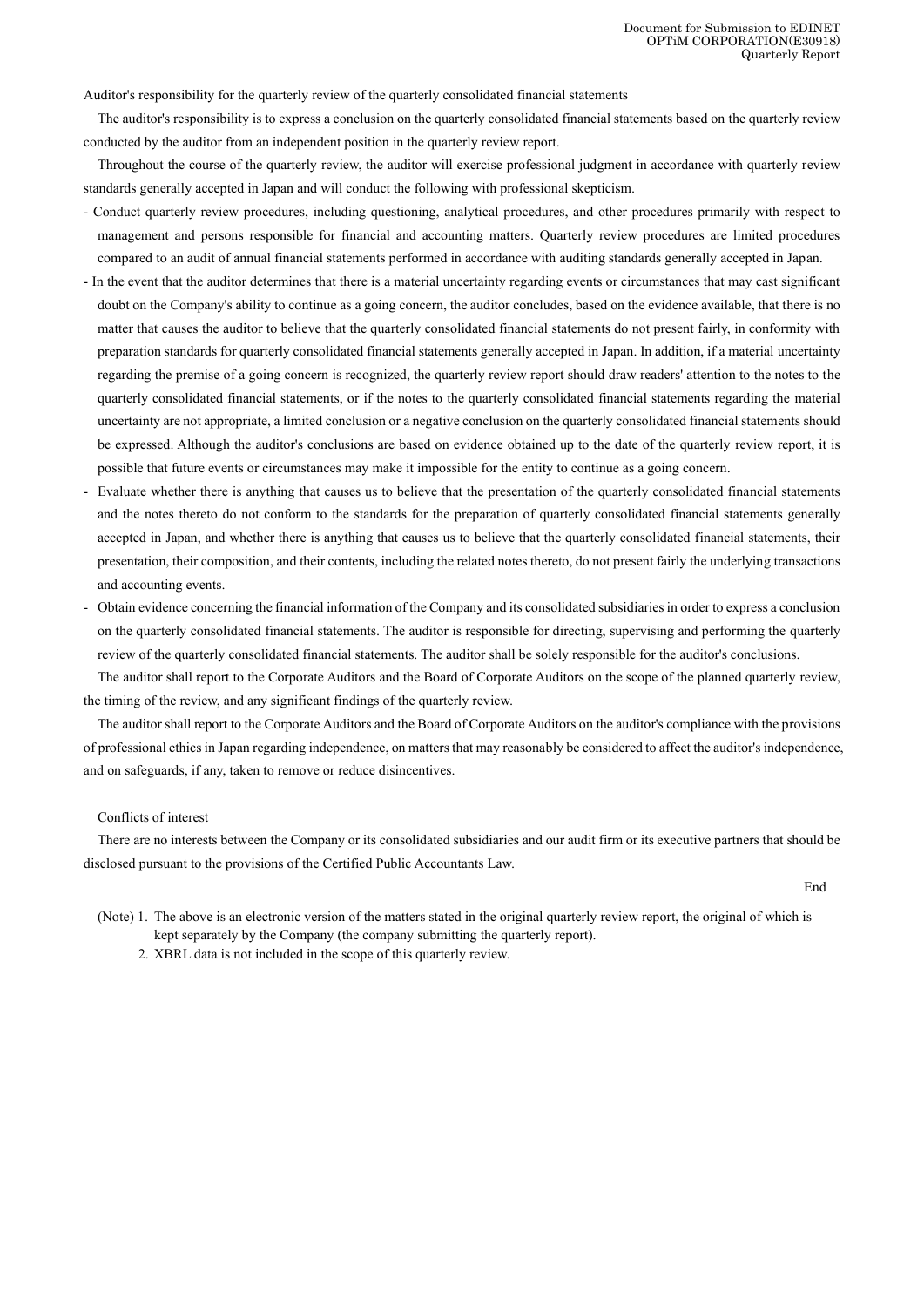Auditor's responsibility for the quarterly review of the quarterly consolidated financial statements

The auditor's responsibility is to express a conclusion on the quarterly consolidated financial statements based on the quarterly review conducted by the auditor from an independent position in the quarterly review report.

Throughout the course of the quarterly review, the auditor will exercise professional judgment in accordance with quarterly review standards generally accepted in Japan and will conduct the following with professional skepticism.

- Conduct quarterly review procedures, including questioning, analytical procedures, and other procedures primarily with respect to management and persons responsible for financial and accounting matters. Quarterly review procedures are limited procedures compared to an audit of annual financial statements performed in accordance with auditing standards generally accepted in Japan.
- In the event that the auditor determines that there is a material uncertainty regarding events or circumstances that may cast significant doubt on the Company's ability to continue as a going concern, the auditor concludes, based on the evidence available, that there is no matter that causes the auditor to believe that the quarterly consolidated financial statements do not present fairly, in conformity with preparation standards for quarterly consolidated financial statements generally accepted in Japan. In addition, if a material uncertainty regarding the premise of a going concern is recognized, the quarterly review report should draw readers' attention to the notes to the quarterly consolidated financial statements, or if the notes to the quarterly consolidated financial statements regarding the material uncertainty are not appropriate, a limited conclusion or a negative conclusion on the quarterly consolidated financial statements should be expressed. Although the auditor's conclusions are based on evidence obtained up to the date of the quarterly review report, it is possible that future events or circumstances may make it impossible for the entity to continue as a going concern.
- Evaluate whether there is anything that causes us to believe that the presentation of the quarterly consolidated financial statements and the notes thereto do not conform to the standards for the preparation of quarterly consolidated financial statements generally accepted in Japan, and whether there is anything that causes us to believe that the quarterly consolidated financial statements, their presentation, their composition, and their contents, including the related notes thereto, do not present fairly the underlying transactions and accounting events.
- Obtain evidence concerning the financial information of the Company and its consolidated subsidiaries in order to express a conclusion on the quarterly consolidated financial statements. The auditor is responsible for directing, supervising and performing the quarterly review of the quarterly consolidated financial statements. The auditor shall be solely responsible for the auditor's conclusions.

The auditor shall report to the Corporate Auditors and the Board of Corporate Auditors on the scope of the planned quarterly review, the timing of the review, and any significant findings of the quarterly review.

The auditor shall report to the Corporate Auditors and the Board of Corporate Auditors on the auditor's compliance with the provisions of professional ethics in Japan regarding independence, on matters that may reasonably be considered to affect the auditor's independence, and on safeguards, if any, taken to remove or reduce disincentives.

Conflicts of interest

There are no interests between the Company or its consolidated subsidiaries and our audit firm or its executive partners that should be disclosed pursuant to the provisions of the Certified Public Accountants Law.

End

---

(Note) 1. The above is an electronic version of the matters stated in the original quarterly review report, the original of which is kept separately by the Company (the company submitting the quarterly report).

2. XBRL data is not included in the scope of this quarterly review.